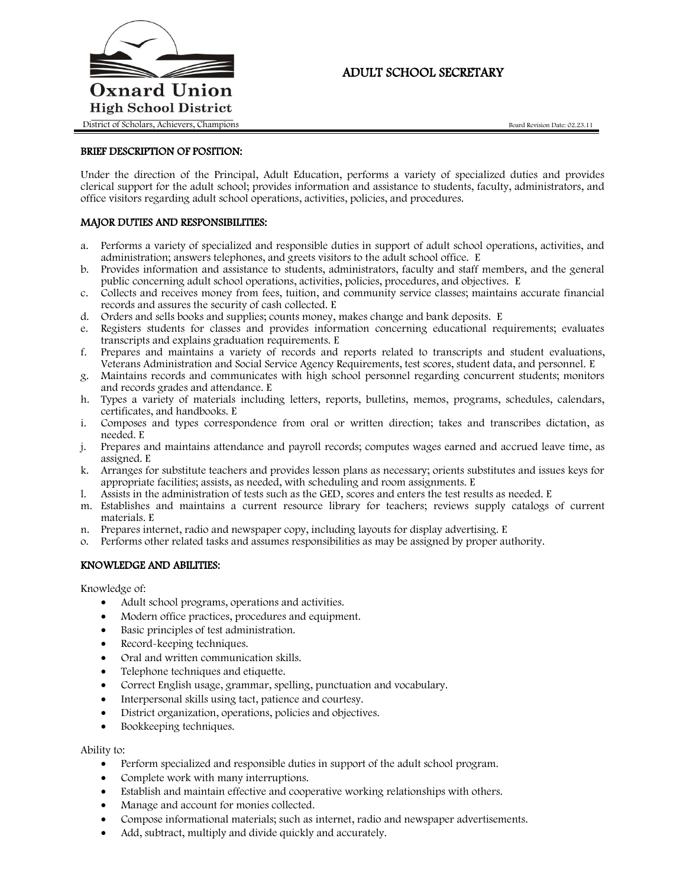Oxnard Union High School District

District of Scholars, Achievers, Champions

# ADULT SCHOOL SECRETARY

Board Revision Date: 02.23.11

## BRIEF DESCRIPTION OF POSITION:

Under the direction of the Principal, Adult Education, performs a variety of specialized duties and provides clerical support for the adult school; provides information and assistance to students, faculty, administrators, and office visitors regarding adult school operations, activities, policies, and procedures.

## MAJOR DUTIES AND RESPONSIBILITIES:

a. Performs a variety of specialized and responsible duties in support of adult school operations, activities, and administration; answers telephones, and greets visitors to the adult school office. E
b. Provides information and assistance to students, administrators, faculty and staff members, and the general public concerning adult school operations, activities, policies, procedures, and objectives. E
c. Collects and receives money from fees, tuition, and community service classes; maintains accurate financial records and assures the security of cash collected. E
d. Orders and sells books and supplies; counts money, makes change and bank deposits. E
e. Registers students for classes and provides information concerning educational requirements; evaluates transcripts and explains graduation requirements. E
f. Prepares and maintains a variety of records and reports related to transcripts and student evaluations, Veterans Administration and Social Service Agency Requirements, test scores, student data, and personnel. E
g. Maintains records and communicates with high school personnel regarding concurrent students; monitors and records grades and attendance. E
h. Types a variety of materials including letters, reports, bulletins, memos, programs, schedules, calendars, certificates, and handbooks. E
i. Composes and types correspondence from oral or written direction; takes and transcribes dictation, as needed. E
j. Prepares and maintains attendance and payroll records; computes wages earned and accrued leave time, as assigned. E
k. Arranges for substitute teachers and provides lesson plans as necessary; orients substitutes and issues keys for appropriate facilities; assists, as needed, with scheduling and room assignments. E
l. Assists in the administration of tests such as the GED, scores and enters the test results as needed. E
m. Establishes and maintains a current resource library for teachers; reviews supply catalogs of current materials. E
n. Prepares internet, radio and newspaper copy, including layouts for display advertising. E
o. Performs other related tasks and assumes responsibilities as may be assigned by proper authority.

## KNOWLEDGE AND ABILITIES:

Knowledge of:

- Adult school programs, operations and activities.
- Modern office practices, procedures and equipment.
- Basic principles of test administration.
- Record-keeping techniques.
- Oral and written communication skills.
- Telephone techniques and etiquette.
- Correct English usage, grammar, spelling, punctuation and vocabulary.
- Interpersonal skills using tact, patience and courtesy.
- District organization, operations, policies and objectives.
- Bookkeeping techniques.

Ability to:

- Perform specialized and responsible duties in support of the adult school program.
- Complete work with many interruptions.
- Establish and maintain effective and cooperative working relationships with others.
- Manage and account for monies collected.
- Compose informational materials; such as internet, radio and newspaper advertisements.
- Add, subtract, multiply and divide quickly and accurately.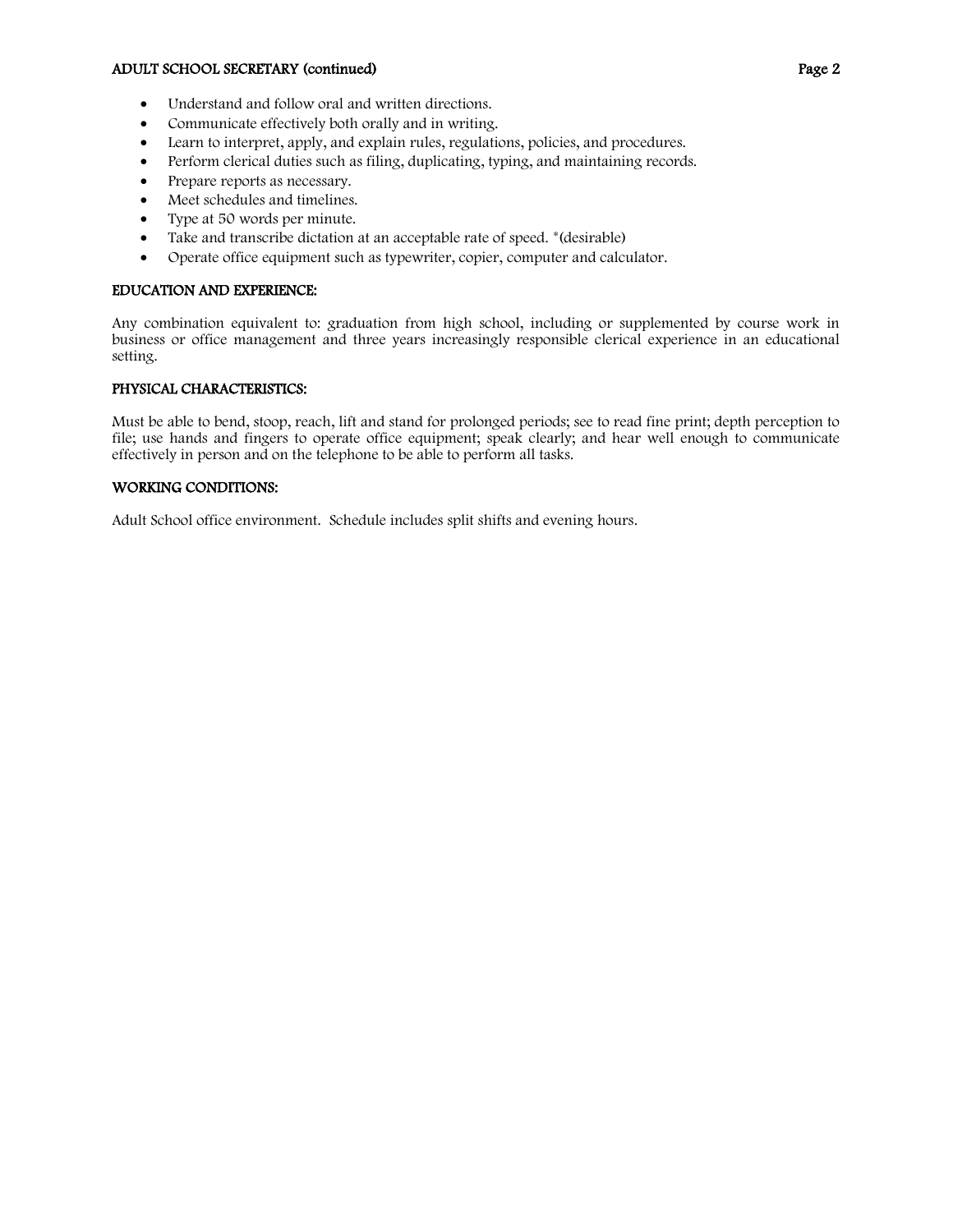- Understand and follow oral and written directions.
- Communicate effectively both orally and in writing.
- Learn to interpret, apply, and explain rules, regulations, policies, and procedures.
- Perform clerical duties such as filing, duplicating, typing, and maintaining records.
- Prepare reports as necessary.
- Meet schedules and timelines.
- Type at 50 words per minute.
- Take and transcribe dictation at an acceptable rate of speed. *(desirable)
- Operate office equipment such as typewriter, copier, computer and calculator.

## EDUCATION AND EXPERIENCE:

Any combination equivalent to: graduation from high school, including or supplemented by course work in business or office management and three years increasingly responsible clerical experience in an educational setting.

## PHYSICAL CHARACTERISTICS:

Must be able to bend, stoop, reach, lift and stand for prolonged periods; see to read fine print; depth perception to file; use hands and fingers to operate office equipment; speak clearly; and hear well enough to communicate effectively in person and on the telephone to be able to perform all tasks.

## WORKING CONDITIONS:

Adult School office environment. Schedule includes split shifts and evening hours.